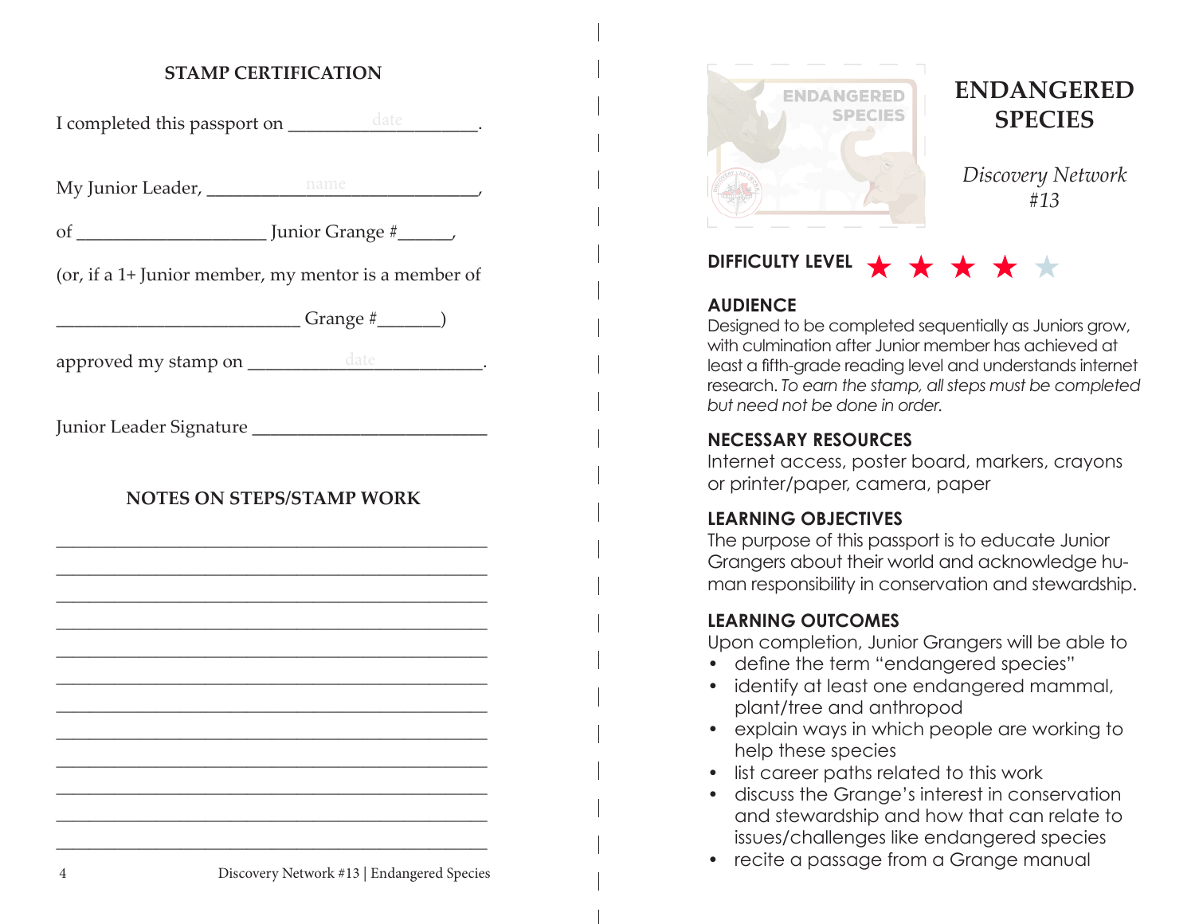## STAMP CERTIFICATION

I completed this passport on ___________________.

My Junior Leader, ____________________________,

of ___________________ Junior Grange #______,

(or, if a 1+ Junior member, my mentor is a member of

_________________________ Grange #_______)

approved my stamp on _________________________.

Junior Leader Signature _________________________

## NOTES ON STEPS/STAMP WORK

_______________________________________________

_______________________________________________

_______________________________________________

_______________________________________________

_______________________________________________

_______________________________________________

_______________________________________________

_______________________________________________

_______________________________________________

_______________________________________________

_______________________________________________

_______________________________________________

# ENDANGERED SPECIES

*Discovery Network #13*

**DIFFICULTY LEVEL** ★ ★ ★ ★ ☆

### AUDIENCE

Designed to be completed sequentially as Juniors grow, with culmination after Junior member has achieved at least a fifth-grade reading level and understands internet research. *To earn the stamp, all steps must be completed but need not be done in order.*

### NECESSARY RESOURCES

Internet access, poster board, markers, crayons or printer/paper, camera, paper

### LEARNING OBJECTIVES

The purpose of this passport is to educate Junior Grangers about their world and acknowledge human responsibility in conservation and stewardship.

### LEARNING OUTCOMES

Upon completion, Junior Grangers will be able to

- define the term "endangered species"
- identify at least one endangered mammal, plant/tree and anthropod
- explain ways in which people are working to help these species
- list career paths related to this work
- discuss the Grange's interest in conservation and stewardship and how that can relate to issues/challenges like endangered species
- recite a passage from a Grange manual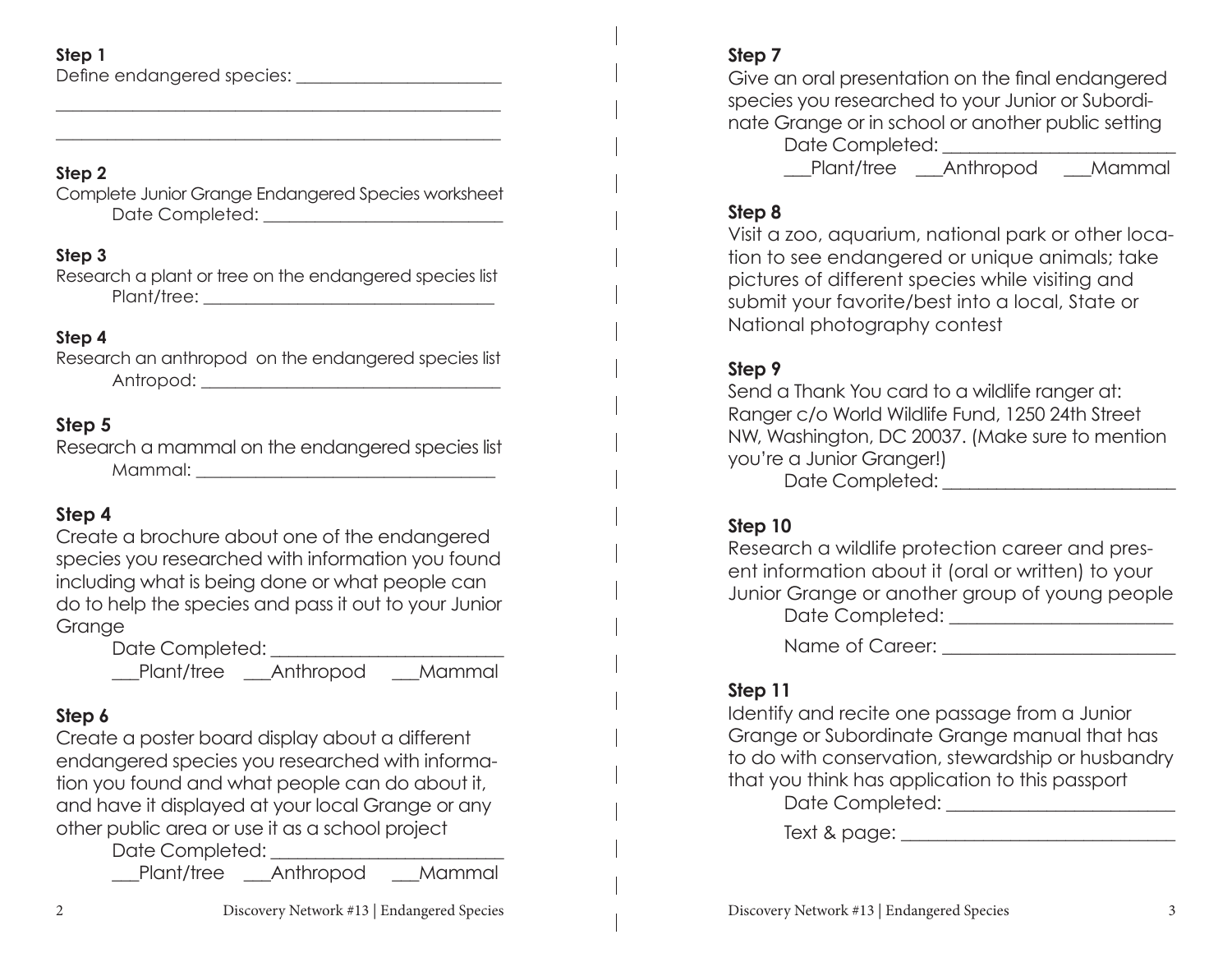**Step 1**

Define endangered species: ______________________

__________________________________________________

__________________________________________________

**Step 2**

Complete Junior Grange Endangered Species worksheet

Date Completed: __________________________

**Step 3**

Research a plant or tree on the endangered species list

Plant/tree: ______________________________

**Step 4**

Research an anthropod on the endangered species list

Antropod: ________________________________

**Step 5**

Research a mammal on the endangered species list

Mammal: _________________________________

**Step 4**

Create a brochure about one of the endangered species you researched with information you found including what is being done or what people can do to help the species and pass it out to your Junior Grange

Date Completed: ________________________

___Plant/tree ___Anthropod ___Mammal

**Step 6**

Create a poster board display about a different endangered species you researched with information you found and what people can do about it, and have it displayed at your local Grange or any other public area or use it as a school project

Date Completed: ________________________

___Plant/tree ___Anthropod ___Mammal

**Step 7**

Give an oral presentation on the final endangered species you researched to your Junior or Subordinate Grange or in school or another public setting

Date Completed: ________________________

___Plant/tree ___Anthropod ___Mammal

**Step 8**

Visit a zoo, aquarium, national park or other location to see endangered or unique animals; take pictures of different species while visiting and submit your favorite/best into a local, State or National photography contest

**Step 9**

Send a Thank You card to a wildlife ranger at: Ranger c/o World Wildlife Fund, 1250 24th Street NW, Washington, DC 20037. (Make sure to mention you're a Junior Granger!)

Date Completed: ________________________

**Step 10**

Research a wildlife protection career and present information about it (oral or written) to your Junior Grange or another group of young people

Date Completed: ______________________

Name of Career: ______________________

**Step 11**

Identify and recite one passage from a Junior Grange or Subordinate Grange manual that has to do with conservation, stewardship or husbandry that you think has application to this passport

Date Completed: ______________________

Text & page: __________________________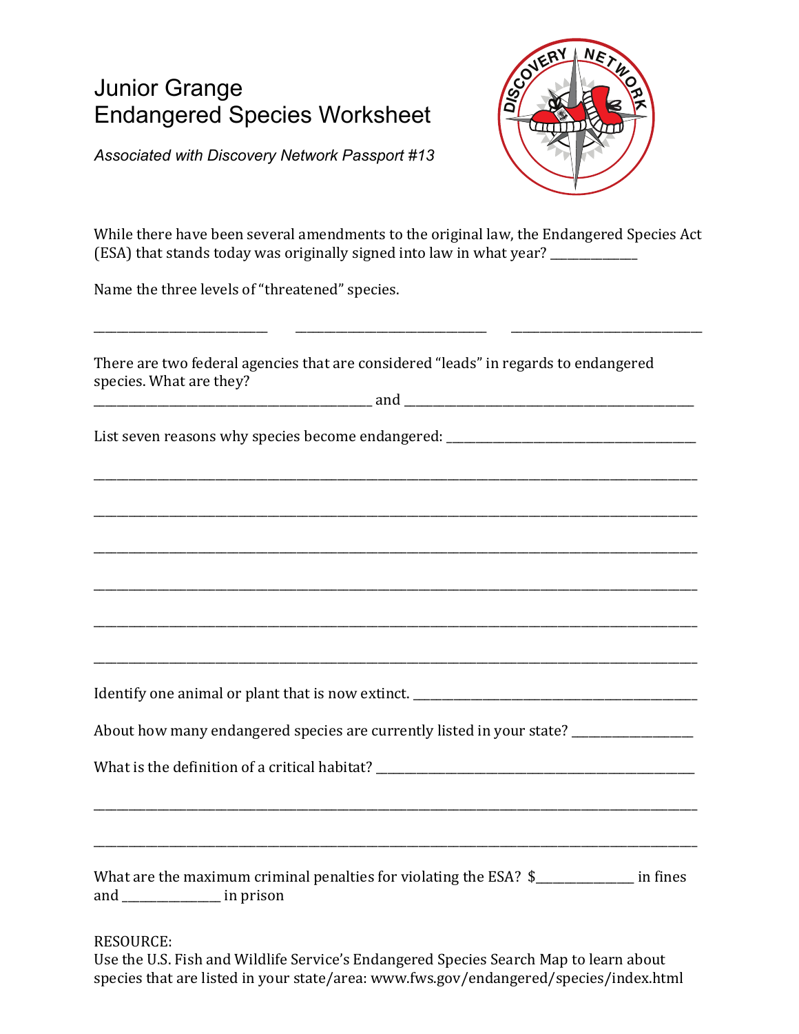# Junior Grange
# Endangered Species Worksheet

*Associated with Discovery Network Passport #13*

While there have been several amendments to the original law, the Endangered Species Act (ESA) that stands today was originally signed into law in what year? ______________

Name the three levels of "threatened" species.

____________________________ ______________________________ ______________________________

There are two federal agencies that are considered "leads" in regards to endangered species. What are they?

____________________________________________ and ______________________________________________

List seven reasons why species become endangered: ________________________________________

_________________________________________________________________________________________________

_________________________________________________________________________________________________

_________________________________________________________________________________________________

_________________________________________________________________________________________________

_________________________________________________________________________________________________

_________________________________________________________________________________________________

Identify one animal or plant that is now extinct. _____________________________________________

About how many endangered species are currently listed in your state? ___________________

What is the definition of a critical habitat? ____________________________________________________

_________________________________________________________________________________________________

_________________________________________________________________________________________________

What are the maximum criminal penalties for violating the ESA? $________________ in fines and ________________ in prison

RESOURCE:
Use the U.S. Fish and Wildlife Service's Endangered Species Search Map to learn about species that are listed in your state/area: www.fws.gov/endangered/species/index.html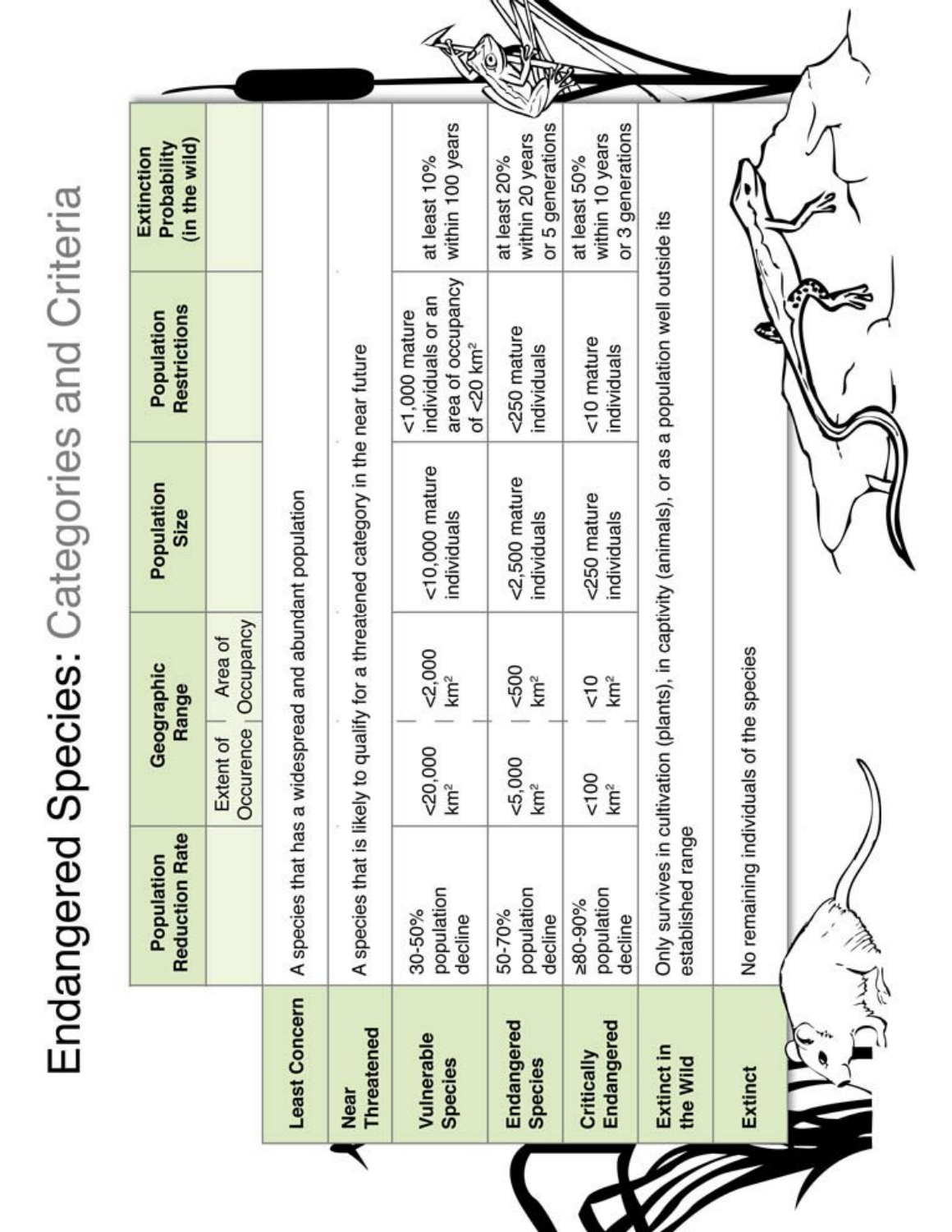# Endangered Species: Categories and Criteria

| | Population Reduction Rate | Geographic Range | | Population Size | Population Restrictions | Extinction Probability (in the wild) |
|---|---|---|---|---|---|---|
| | | Extent of Occurence | Area of Occupancy | | | |
| **Least Concern** | A species that has a widespread and abundant population | | | | | |
| **Near Threatened** | A species that is likely to qualify for a threatened category in the near future | | | | | |
| **Vulnerable Species** | 30-50% population decline | <20,000 $km^2$ | <2,000 $km^2$ | <10,000 mature individuals | <1,000 mature individuals or an area of occupancy of <20 $km^2$ | at least 10% within 100 years |
| **Endangered Species** | 50-70% population decline | <5,000 $km^2$ | <500 $km^2$ | <2,500 mature individuals | <250 mature individuals | at least 20% within 20 years or 5 generations |
| **Critically Endangered** | ≥80-90% population decline | <100 $km^2$ | <10 $km^2$ | <250 mature individuals | <10 mature individuals | at least 50% within 10 years or 3 generations |
| **Extinct in the Wild** | Only survives in cultivation (plants), in captivity (animals), or as a population well outside its established range | | | | | |
| **Extinct** | No remaining individuals of the species | | | | | |